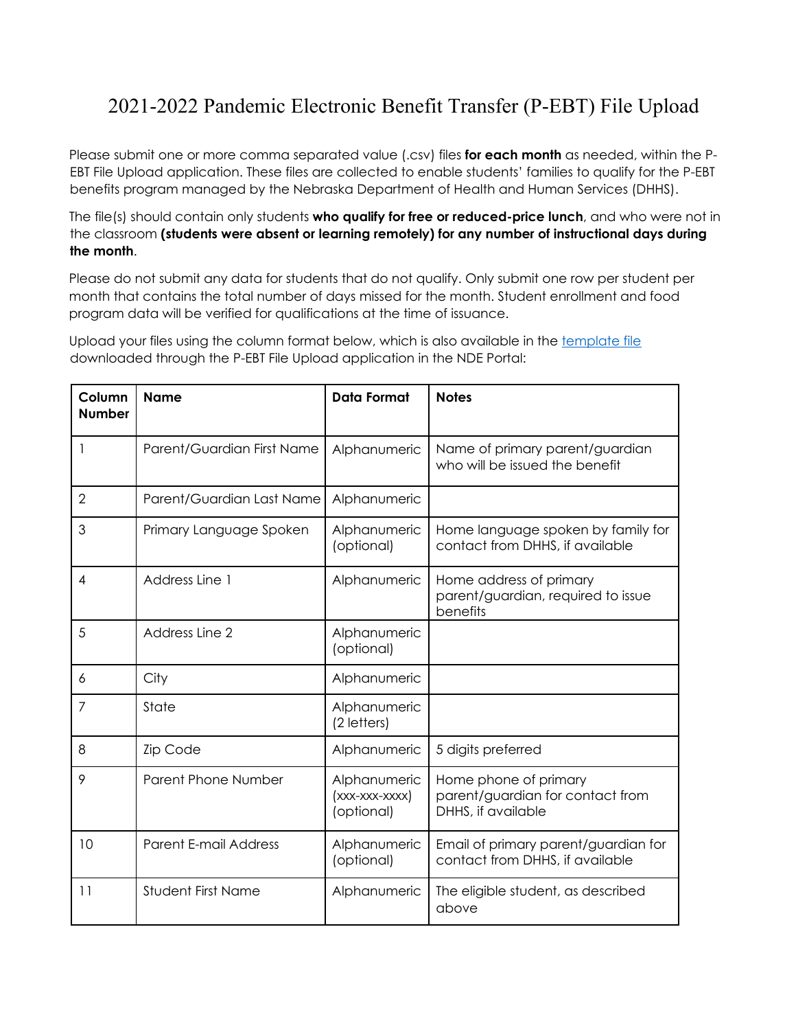# 2021-2022 Pandemic Electronic Benefit Transfer (P-EBT) File Upload

Please submit one or more comma separated value (.csv) files **for each month** as needed, within the P-EBT File Upload application. These files are collected to enable students' families to qualify for the P-EBT benefits program managed by the Nebraska Department of Health and Human Services (DHHS).

The file(s) should contain only students **who qualify for free or reduced-price lunch**, and who were not in the classroom **(students were absent or learning remotely) for any number of instructional days during the month**.

Please do not submit any data for students that do not qualify. Only submit one row per student per month that contains the total number of days missed for the month. Student enrollment and food program data will be verified for qualifications at the time of issuance.

Upload your files using the column format below, which is also available in the template file downloaded through the P-EBT File Upload application in the NDE Portal:

| Column Number | Name | Data Format | Notes |
|---|---|---|---|
| 1 | Parent/Guardian First Name | Alphanumeric | Name of primary parent/guardian who will be issued the benefit |
| 2 | Parent/Guardian Last Name | Alphanumeric | |
| 3 | Primary Language Spoken | Alphanumeric (optional) | Home language spoken by family for contact from DHHS, if available |
| 4 | Address Line 1 | Alphanumeric | Home address of primary parent/guardian, required to issue benefits |
| 5 | Address Line 2 | Alphanumeric (optional) | |
| 6 | City | Alphanumeric | |
| 7 | State | Alphanumeric (2 letters) | |
| 8 | Zip Code | Alphanumeric | 5 digits preferred |
| 9 | Parent Phone Number | Alphanumeric (xxx-xxx-xxxx) (optional) | Home phone of primary parent/guardian for contact from DHHS, if available |
| 10 | Parent E-mail Address | Alphanumeric (optional) | Email of primary parent/guardian for contact from DHHS, if available |
| 11 | Student First Name | Alphanumeric | The eligible student, as described above |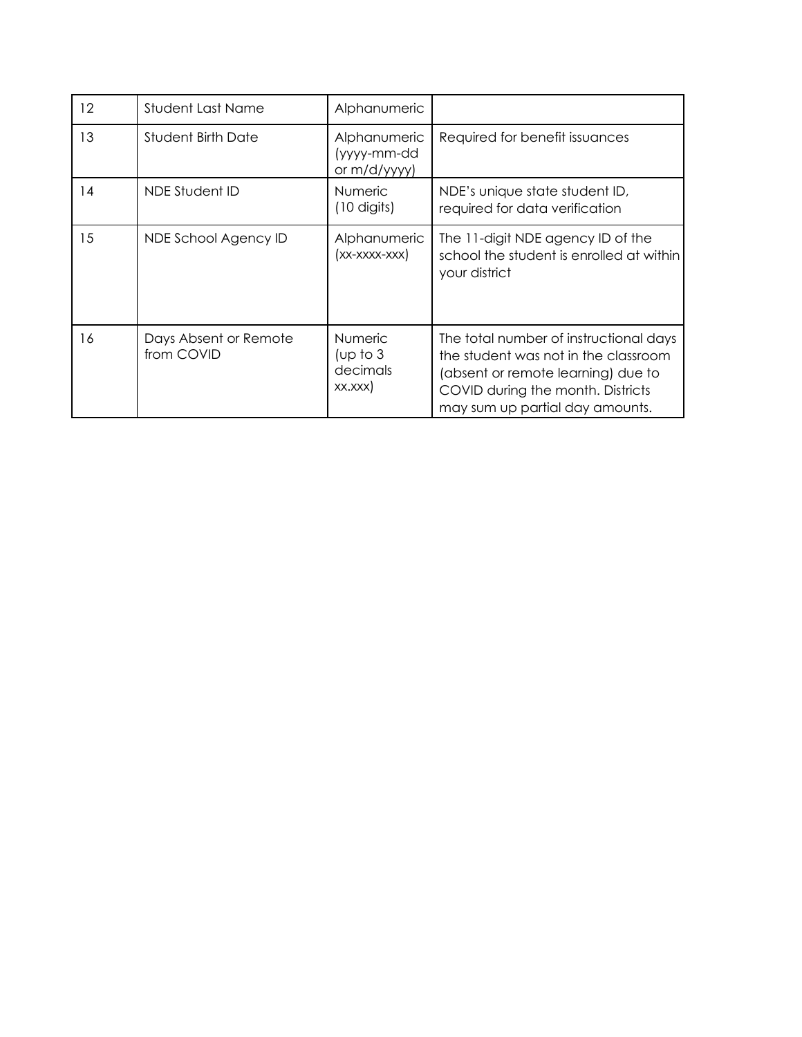| | | | |
|---|---|---|---|
| 12 | Student Last Name | Alphanumeric | |
| 13 | Student Birth Date | Alphanumeric (yyyy-mm-dd or m/d/yyyy) | Required for benefit issuances |
| 14 | NDE Student ID | Numeric (10 digits) | NDE's unique state student ID, required for data verification |
| 15 | NDE School Agency ID | Alphanumeric (xx-xxxx-xxx) | The 11-digit NDE agency ID of the school the student is enrolled at within your district |
| 16 | Days Absent or Remote from COVID | Numeric (up to 3 decimals xx.xxx) | The total number of instructional days the student was not in the classroom (absent or remote learning) due to COVID during the month. Districts may sum up partial day amounts. |